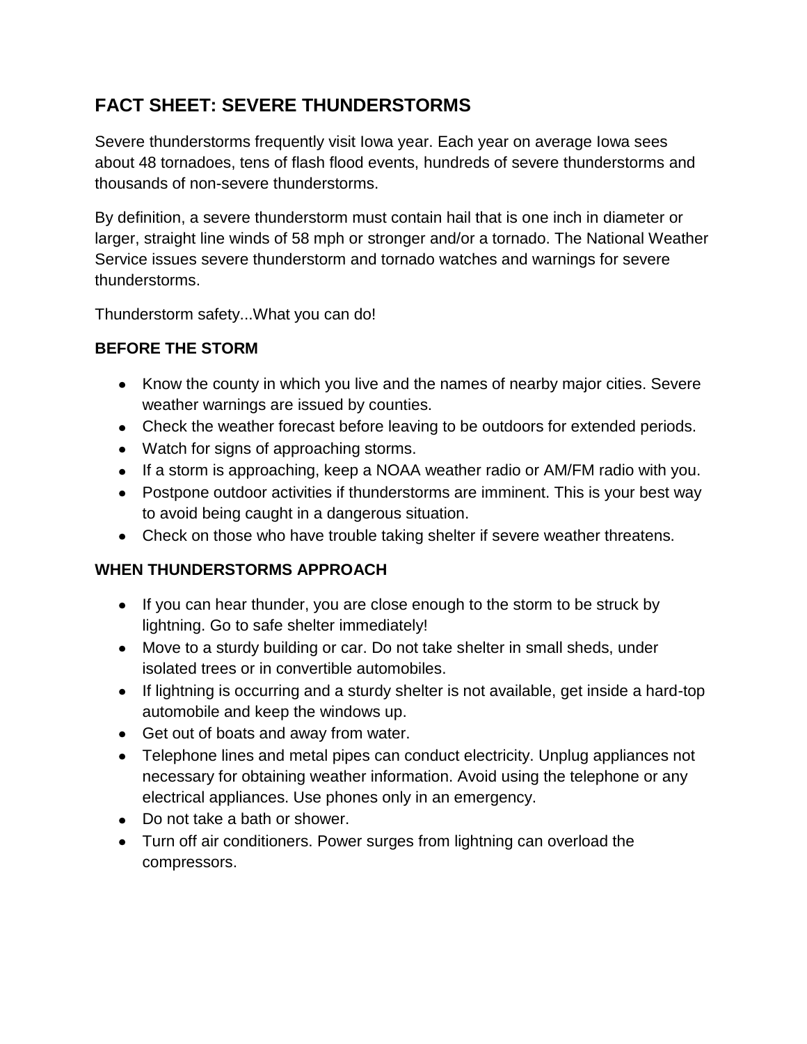# FACT SHEET: SEVERE THUNDERSTORMS

Severe thunderstorms frequently visit Iowa year. Each year on average Iowa sees about 48 tornadoes, tens of flash flood events, hundreds of severe thunderstorms and thousands of non-severe thunderstorms.

By definition, a severe thunderstorm must contain hail that is one inch in diameter or larger, straight line winds of 58 mph or stronger and/or a tornado. The National Weather Service issues severe thunderstorm and tornado watches and warnings for severe thunderstorms.

Thunderstorm safety...What you can do!

### BEFORE THE STORM

- Know the county in which you live and the names of nearby major cities. Severe weather warnings are issued by counties.
- Check the weather forecast before leaving to be outdoors for extended periods.
- Watch for signs of approaching storms.
- If a storm is approaching, keep a NOAA weather radio or AM/FM radio with you.
- Postpone outdoor activities if thunderstorms are imminent. This is your best way to avoid being caught in a dangerous situation.
- Check on those who have trouble taking shelter if severe weather threatens.

### WHEN THUNDERSTORMS APPROACH

- If you can hear thunder, you are close enough to the storm to be struck by lightning. Go to safe shelter immediately!
- Move to a sturdy building or car. Do not take shelter in small sheds, under isolated trees or in convertible automobiles.
- If lightning is occurring and a sturdy shelter is not available, get inside a hard-top automobile and keep the windows up.
- Get out of boats and away from water.
- Telephone lines and metal pipes can conduct electricity. Unplug appliances not necessary for obtaining weather information. Avoid using the telephone or any electrical appliances. Use phones only in an emergency.
- Do not take a bath or shower.
- Turn off air conditioners. Power surges from lightning can overload the compressors.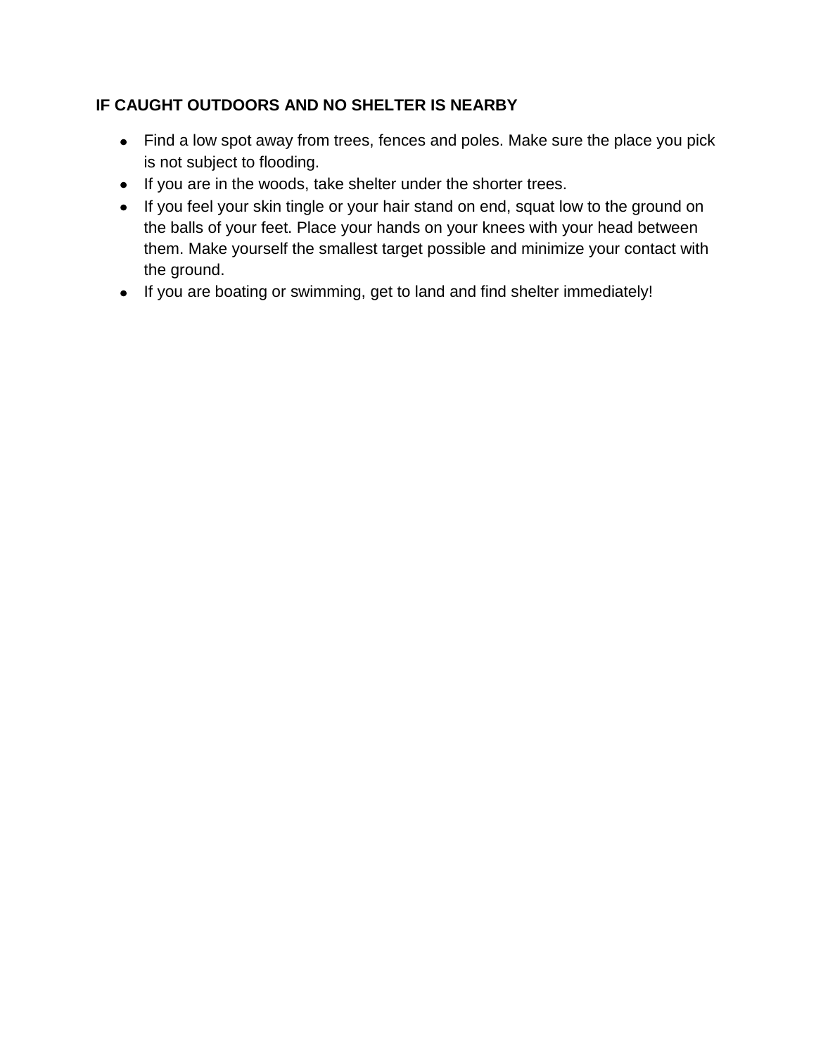**IF CAUGHT OUTDOORS AND NO SHELTER IS NEARBY**

- Find a low spot away from trees, fences and poles. Make sure the place you pick is not subject to flooding.
- If you are in the woods, take shelter under the shorter trees.
- If you feel your skin tingle or your hair stand on end, squat low to the ground on the balls of your feet. Place your hands on your knees with your head between them. Make yourself the smallest target possible and minimize your contact with the ground.
- If you are boating or swimming, get to land and find shelter immediately!